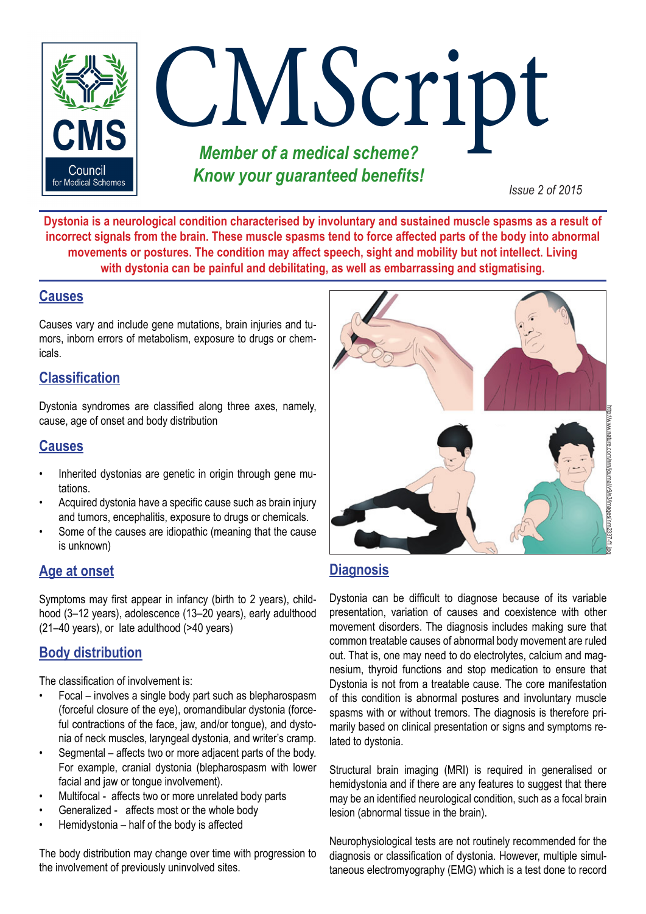# CMScript

*Member of a medical scheme? Know your guaranteed benefits!*

*Issue 2 of 2015*

**Dystonia is a neurological condition characterised by involuntary and sustained muscle spasms as a result of incorrect signals from the brain. These muscle spasms tend to force affected parts of the body into abnormal movements or postures. The condition may affect speech, sight and mobility but not intellect. Living with dystonia can be painful and debilitating, as well as embarrassing and stigmatising.**

## Causes

Causes vary and include gene mutations, brain injuries and tumors, inborn errors of metabolism, exposure to drugs or chemicals.

## Classification

Dystonia syndromes are classified along three axes, namely, cause, age of onset and body distribution

## Causes

- Inherited dystonias are genetic in origin through gene mutations.
- Acquired dystonia have a specific cause such as brain injury and tumors, encephalitis, exposure to drugs or chemicals.
- Some of the causes are idiopathic (meaning that the cause is unknown)

## Age at onset

Symptoms may first appear in infancy (birth to 2 years), childhood (3–12 years), adolescence (13–20 years), early adulthood (21–40 years), or late adulthood (>40 years)

## Body distribution

The classification of involvement is:

- Focal – involves a single body part such as blepharospasm (forceful closure of the eye), oromandibular dystonia (forceful contractions of the face, jaw, and/or tongue), and dystonia of neck muscles, laryngeal dystonia, and writer's cramp.
- Segmental – affects two or more adjacent parts of the body. For example, cranial dystonia (blepharospasm with lower facial and jaw or tongue involvement).
- Multifocal - affects two or more unrelated body parts
- Generalized - affects most or the whole body
- Hemidystonia – half of the body is affected

The body distribution may change over time with progression to the involvement of previously uninvolved sites.

http://www.nature.com/nm/journal/v9/n3/images/nm2337-f1.jpg

## Diagnosis

Dystonia can be difficult to diagnose because of its variable presentation, variation of causes and coexistence with other movement disorders. The diagnosis includes making sure that common treatable causes of abnormal body movement are ruled out. That is, one may need to do electrolytes, calcium and magnesium, thyroid functions and stop medication to ensure that Dystonia is not from a treatable cause. The core manifestation of this condition is abnormal postures and involuntary muscle spasms with or without tremors. The diagnosis is therefore primarily based on clinical presentation or signs and symptoms related to dystonia.

Structural brain imaging (MRI) is required in generalised or hemidystonia and if there are any features to suggest that there may be an identified neurological condition, such as a focal brain lesion (abnormal tissue in the brain).

Neurophysiological tests are not routinely recommended for the diagnosis or classification of dystonia. However, multiple simultaneous electromyography (EMG) which is a test done to record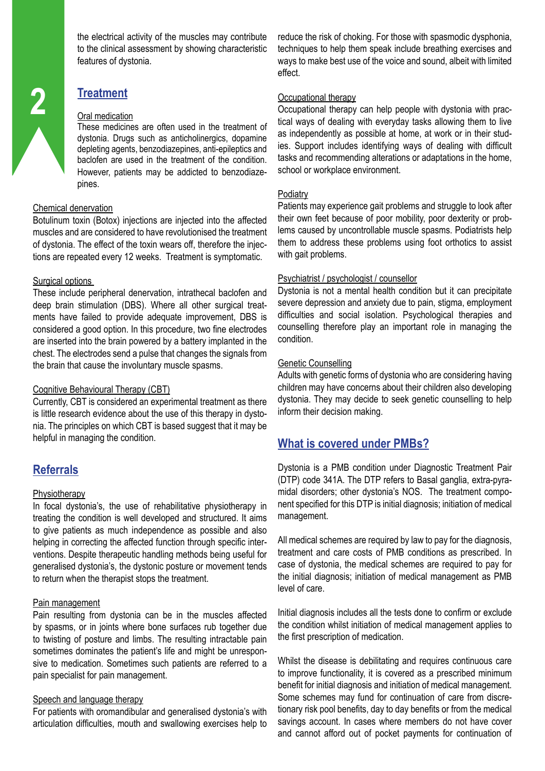the electrical activity of the muscles may contribute to the clinical assessment by showing characteristic features of dystonia.

## Treatment

Oral medication

These medicines are often used in the treatment of dystonia. Drugs such as anticholinergics, dopamine depleting agents, benzodiazepines, anti-epileptics and baclofen are used in the treatment of the condition. However, patients may be addicted to benzodiazepines.

Chemical denervation

Botulinum toxin (Botox) injections are injected into the affected muscles and are considered to have revolutionised the treatment of dystonia. The effect of the toxin wears off, therefore the injections are repeated every 12 weeks. Treatment is symptomatic.

Surgical options

These include peripheral denervation, intrathecal baclofen and deep brain stimulation (DBS). Where all other surgical treatments have failed to provide adequate improvement, DBS is considered a good option. In this procedure, two fine electrodes are inserted into the brain powered by a battery implanted in the chest. The electrodes send a pulse that changes the signals from the brain that cause the involuntary muscle spasms.

Cognitive Behavioural Therapy (CBT)

Currently, CBT is considered an experimental treatment as there is little research evidence about the use of this therapy in dystonia. The principles on which CBT is based suggest that it may be helpful in managing the condition.

## Referrals

Physiotherapy

In focal dystonia's, the use of rehabilitative physiotherapy in treating the condition is well developed and structured. It aims to give patients as much independence as possible and also helping in correcting the affected function through specific interventions. Despite therapeutic handling methods being useful for generalised dystonia's, the dystonic posture or movement tends to return when the therapist stops the treatment.

Pain management

Pain resulting from dystonia can be in the muscles affected by spasms, or in joints where bone surfaces rub together due to twisting of posture and limbs. The resulting intractable pain sometimes dominates the patient's life and might be unresponsive to medication. Sometimes such patients are referred to a pain specialist for pain management.

Speech and language therapy

For patients with oromandibular and generalised dystonia's with articulation difficulties, mouth and swallowing exercises help to reduce the risk of choking. For those with spasmodic dysphonia, techniques to help them speak include breathing exercises and ways to make best use of the voice and sound, albeit with limited effect.

Occupational therapy

Occupational therapy can help people with dystonia with practical ways of dealing with everyday tasks allowing them to live as independently as possible at home, at work or in their studies. Support includes identifying ways of dealing with difficult tasks and recommending alterations or adaptations in the home, school or workplace environment.

Podiatry

Patients may experience gait problems and struggle to look after their own feet because of poor mobility, poor dexterity or problems caused by uncontrollable muscle spasms. Podiatrists help them to address these problems using foot orthotics to assist with gait problems.

Psychiatrist / psychologist / counsellor

Dystonia is not a mental health condition but it can precipitate severe depression and anxiety due to pain, stigma, employment difficulties and social isolation. Psychological therapies and counselling therefore play an important role in managing the condition.

Genetic Counselling

Adults with genetic forms of dystonia who are considering having children may have concerns about their children also developing dystonia. They may decide to seek genetic counselling to help inform their decision making.

## What is covered under PMBs?

Dystonia is a PMB condition under Diagnostic Treatment Pair (DTP) code 341A. The DTP refers to Basal ganglia, extra-pyramidal disorders; other dystonia's NOS. The treatment component specified for this DTP is initial diagnosis; initiation of medical management.

All medical schemes are required by law to pay for the diagnosis, treatment and care costs of PMB conditions as prescribed. In case of dystonia, the medical schemes are required to pay for the initial diagnosis; initiation of medical management as PMB level of care.

Initial diagnosis includes all the tests done to confirm or exclude the condition whilst initiation of medical management applies to the first prescription of medication.

Whilst the disease is debilitating and requires continuous care to improve functionality, it is covered as a prescribed minimum benefit for initial diagnosis and initiation of medical management. Some schemes may fund for continuation of care from discretionary risk pool benefits, day to day benefits or from the medical savings account. In cases where members do not have cover and cannot afford out of pocket payments for continuation of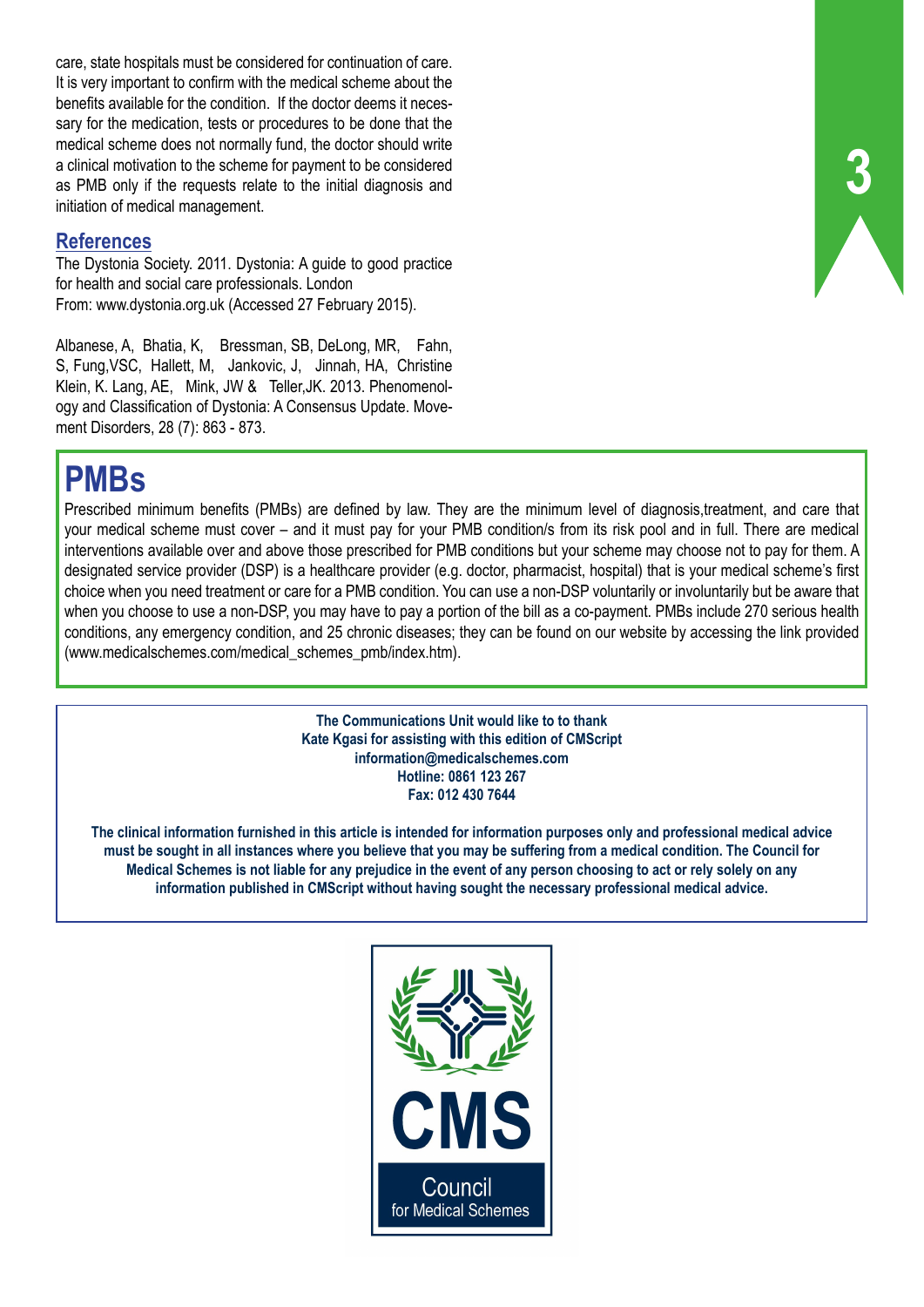care, state hospitals must be considered for continuation of care. It is very important to confirm with the medical scheme about the benefits available for the condition. If the doctor deems it necessary for the medication, tests or procedures to be done that the medical scheme does not normally fund, the doctor should write a clinical motivation to the scheme for payment to be considered as PMB only if the requests relate to the initial diagnosis and initiation of medical management.

## References

The Dystonia Society. 2011. Dystonia: A guide to good practice for health and social care professionals. London
From: www.dystonia.org.uk (Accessed 27 February 2015).

Albanese, A, Bhatia, K, Bressman, SB, DeLong, MR, Fahn, S, Fung,VSC, Hallett, M, Jankovic, J, Jinnah, HA, Christine Klein, K. Lang, AE, Mink, JW & Teller,JK. 2013. Phenomenology and Classification of Dystonia: A Consensus Update. Movement Disorders, 28 (7): 863 - 873.

# PMBs

Prescribed minimum benefits (PMBs) are defined by law. They are the minimum level of diagnosis,treatment, and care that your medical scheme must cover – and it must pay for your PMB condition/s from its risk pool and in full. There are medical interventions available over and above those prescribed for PMB conditions but your scheme may choose not to pay for them. A designated service provider (DSP) is a healthcare provider (e.g. doctor, pharmacist, hospital) that is your medical scheme's first choice when you need treatment or care for a PMB condition. You can use a non-DSP voluntarily or involuntarily but be aware that when you choose to use a non-DSP, you may have to pay a portion of the bill as a co-payment. PMBs include 270 serious health conditions, any emergency condition, and 25 chronic diseases; they can be found on our website by accessing the link provided (www.medicalschemes.com/medical_schemes_pmb/index.htm).

**The Communications Unit would like to to thank Kate Kgasi for assisting with this edition of CMScript**
**information@medicalschemes.com**
**Hotline: 0861 123 267**
**Fax: 012 430 7644**

**The clinical information furnished in this article is intended for information purposes only and professional medical advice must be sought in all instances where you believe that you may be suffering from a medical condition. The Council for Medical Schemes is not liable for any prejudice in the event of any person choosing to act or rely solely on any information published in CMScript without having sought the necessary professional medical advice.**

CMS
Council
for Medical Schemes